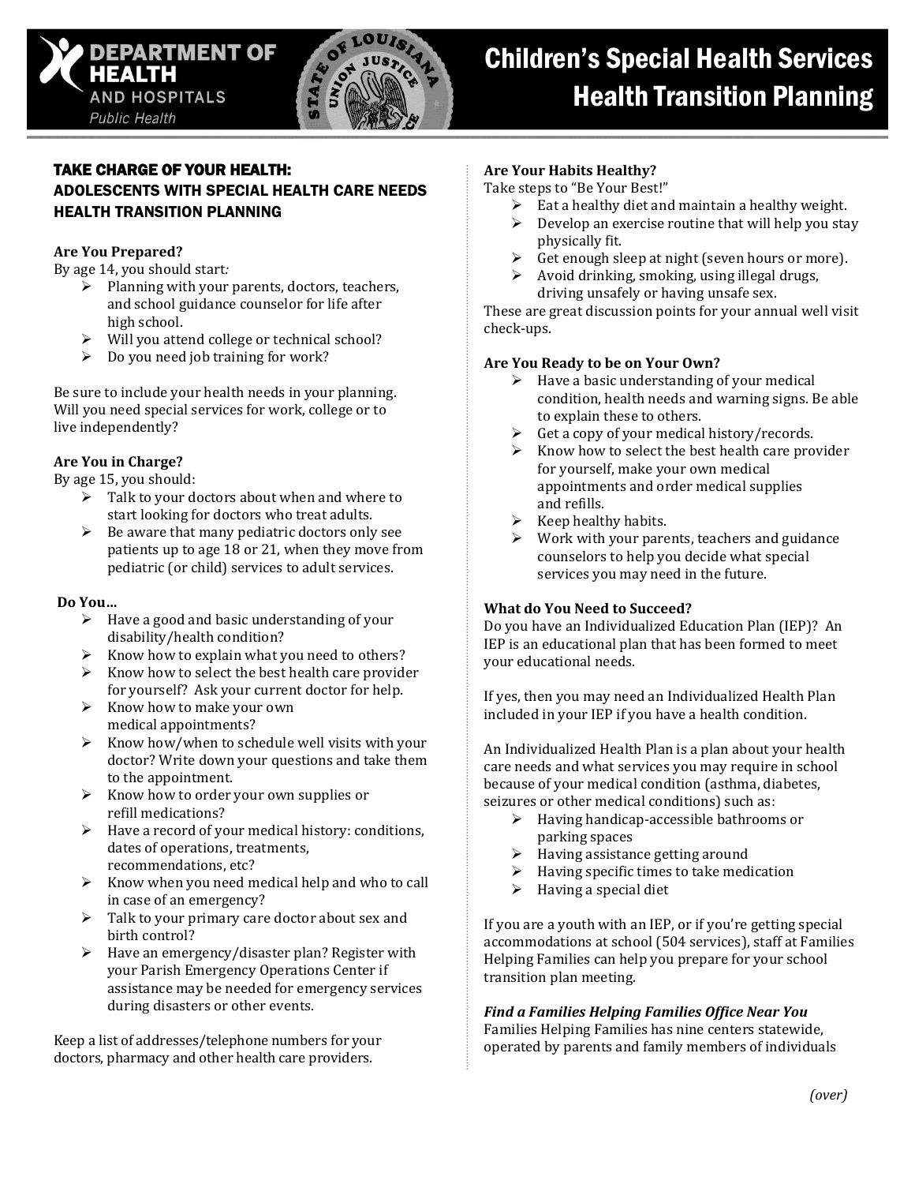# Children's Special Health Services Health Transition Planning

Department of Health and Hospitals — Public Health

## TAKE CHARGE OF YOUR HEALTH: ADOLESCENTS WITH SPECIAL HEALTH CARE NEEDS HEALTH TRANSITION PLANNING

**Are You Prepared?**
By age 14, you should start*:*

- Planning with your parents, doctors, teachers, and school guidance counselor for life after high school.
- Will you attend college or technical school?
- Do you need job training for work?

Be sure to include your health needs in your planning. Will you need special services for work, college or to live independently?

**Are You in Charge?**
By age 15, you should:

- Talk to your doctors about when and where to start looking for doctors who treat adults.
- Be aware that many pediatric doctors only see patients up to age 18 or 21, when they move from pediatric (or child) services to adult services.

**Do You…**

- Have a good and basic understanding of your disability/health condition?
- Know how to explain what you need to others?
- Know how to select the best health care provider for yourself? Ask your current doctor for help.
- Know how to make your own medical appointments?
- Know how/when to schedule well visits with your doctor? Write down your questions and take them to the appointment.
- Know how to order your own supplies or refill medications?
- Have a record of your medical history: conditions, dates of operations, treatments, recommendations, etc?
- Know when you need medical help and who to call in case of an emergency?
- Talk to your primary care doctor about sex and birth control?
- Have an emergency/disaster plan? Register with your Parish Emergency Operations Center if assistance may be needed for emergency services during disasters or other events.

Keep a list of addresses/telephone numbers for your doctors, pharmacy and other health care providers.

**Are Your Habits Healthy?**
Take steps to "Be Your Best!"

- Eat a healthy diet and maintain a healthy weight.
- Develop an exercise routine that will help you stay physically fit.
- Get enough sleep at night (seven hours or more).
- Avoid drinking, smoking, using illegal drugs, driving unsafely or having unsafe sex.

These are great discussion points for your annual well visit check-ups.

**Are You Ready to be on Your Own?**

- Have a basic understanding of your medical condition, health needs and warning signs. Be able to explain these to others.
- Get a copy of your medical history/records.
- Know how to select the best health care provider for yourself, make your own medical appointments and order medical supplies and refills.
- Keep healthy habits.
- Work with your parents, teachers and guidance counselors to help you decide what special services you may need in the future.

**What do You Need to Succeed?**
Do you have an Individualized Education Plan (IEP)? An IEP is an educational plan that has been formed to meet your educational needs.

If yes, then you may need an Individualized Health Plan included in your IEP if you have a health condition.

An Individualized Health Plan is a plan about your health care needs and what services you may require in school because of your medical condition (asthma, diabetes, seizures or other medical conditions) such as:

- Having handicap-accessible bathrooms or parking spaces
- Having assistance getting around
- Having specific times to take medication
- Having a special diet

If you are a youth with an IEP, or if you're getting special accommodations at school (504 services), staff at Families Helping Families can help you prepare for your school transition plan meeting.

***Find a Families Helping Families Office Near You***
Families Helping Families has nine centers statewide, operated by parents and family members of individuals

*(over)*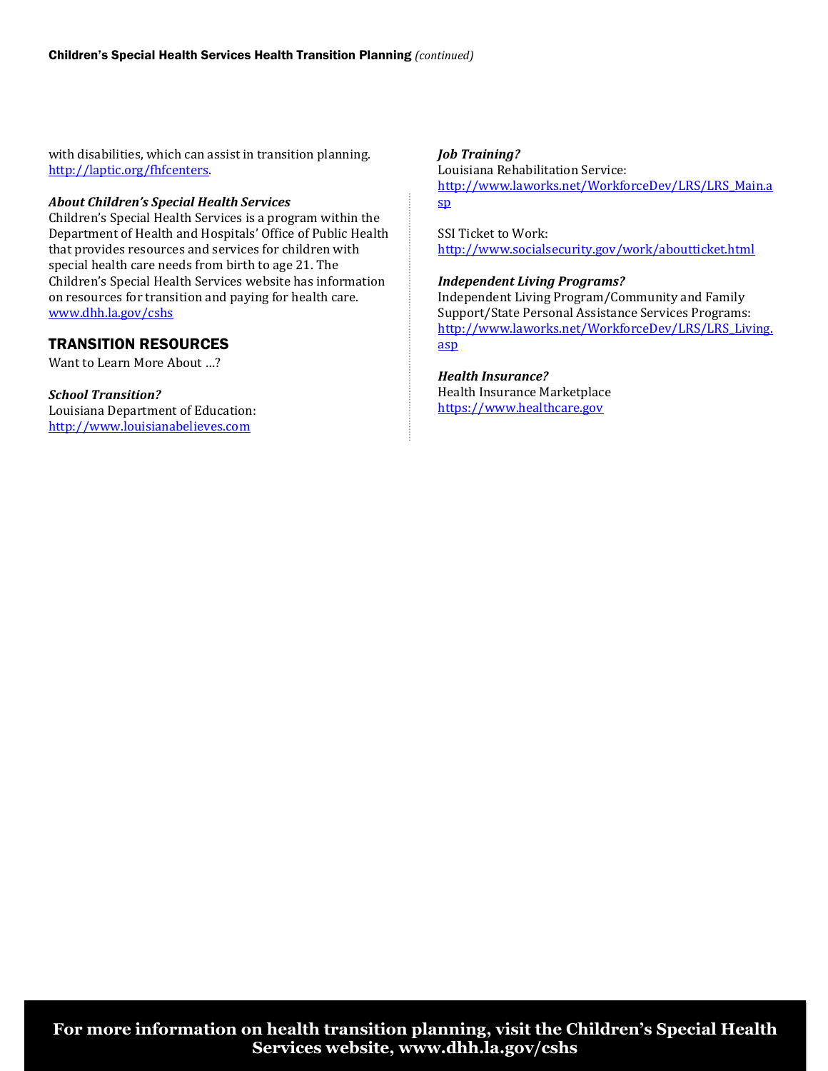with disabilities, which can assist in transition planning. http://laptic.org/fhfcenters.

***About Children's Special Health Services***

Children's Special Health Services is a program within the Department of Health and Hospitals' Office of Public Health that provides resources and services for children with special health care needs from birth to age 21. The Children's Special Health Services website has information on resources for transition and paying for health care. www.dhh.la.gov/cshs

## TRANSITION RESOURCES

Want to Learn More About …?

***School Transition?***

Louisiana Department of Education:
http://www.louisianabelieves.com

***Job Training?***

Louisiana Rehabilitation Service:
http://www.laworks.net/WorkforceDev/LRS/LRS_Main.asp

SSI Ticket to Work:
http://www.socialsecurity.gov/work/aboutticket.html

***Independent Living Programs?***

Independent Living Program/Community and Family Support/State Personal Assistance Services Programs:
http://www.laworks.net/WorkforceDev/LRS/LRS_Living.asp

***Health Insurance?***

Health Insurance Marketplace
https://www.healthcare.gov

**For more information on health transition planning, visit the Children's Special Health Services website, www.dhh.la.gov/cshs**